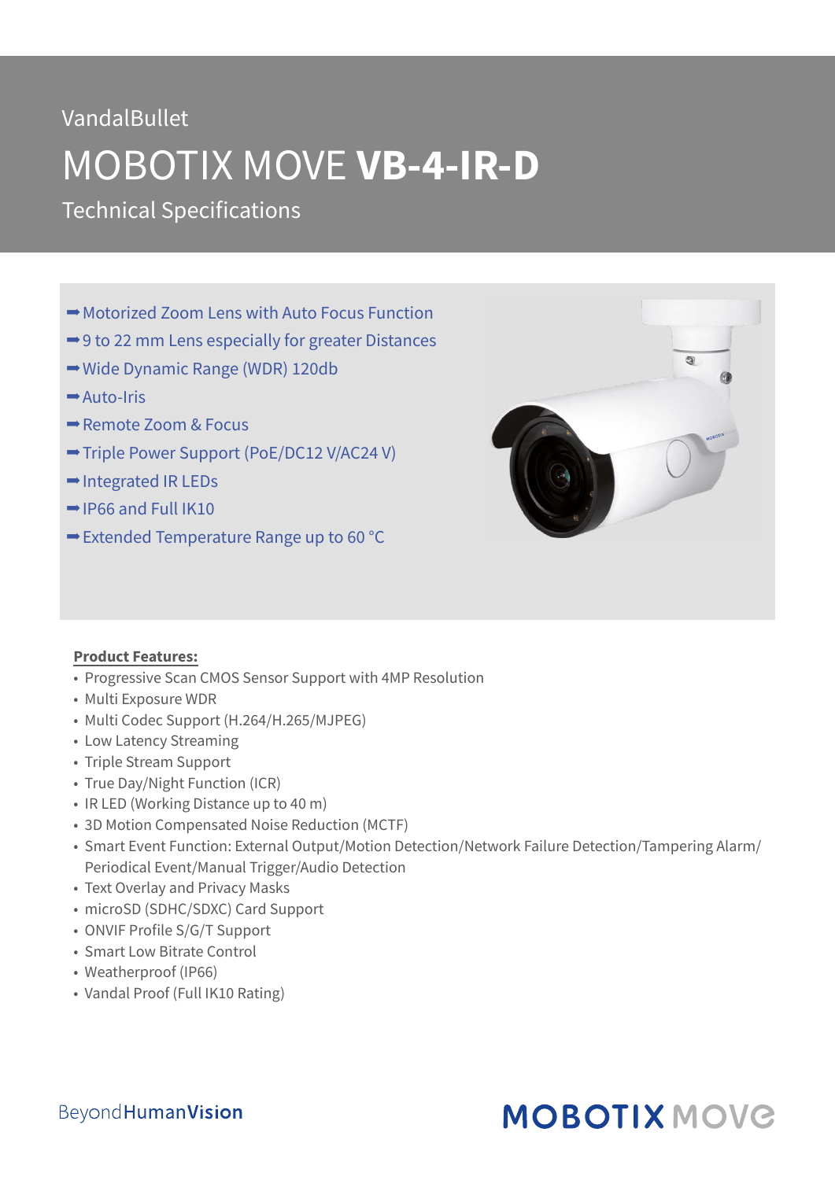VandalBullet

# MOBOTIX MOVE **VB-4-IR-D**

Technical Specifications

- ➡Motorized Zoom Lens with Auto Focus Function
- ➡9 to 22 mm Lens especially for greater Distances
- ➡Wide Dynamic Range (WDR) 120db
- ➡Auto-Iris
- ➡Remote Zoom & Focus
- ➡Triple Power Support (PoE/DC12 V/AC24 V)
- ➡Integrated IR LEDs
- ➡IP66 and Full IK10
- ➡Extended Temperature Range up to 60 °C

**Product Features:**

- Progressive Scan CMOS Sensor Support with 4MP Resolution
- Multi Exposure WDR
- Multi Codec Support (H.264/H.265/MJPEG)
- Low Latency Streaming
- Triple Stream Support
- True Day/Night Function (ICR)
- IR LED (Working Distance up to 40 m)
- 3D Motion Compensated Noise Reduction (MCTF)
- Smart Event Function: External Output/Motion Detection/Network Failure Detection/Tampering Alarm/ Periodical Event/Manual Trigger/Audio Detection
- Text Overlay and Privacy Masks
- microSD (SDHC/SDXC) Card Support
- ONVIF Profile S/G/T Support
- Smart Low Bitrate Control
- Weatherproof (IP66)
- Vandal Proof (Full IK10 Rating)

BeyondHumanVision

MOBOTIX MOVE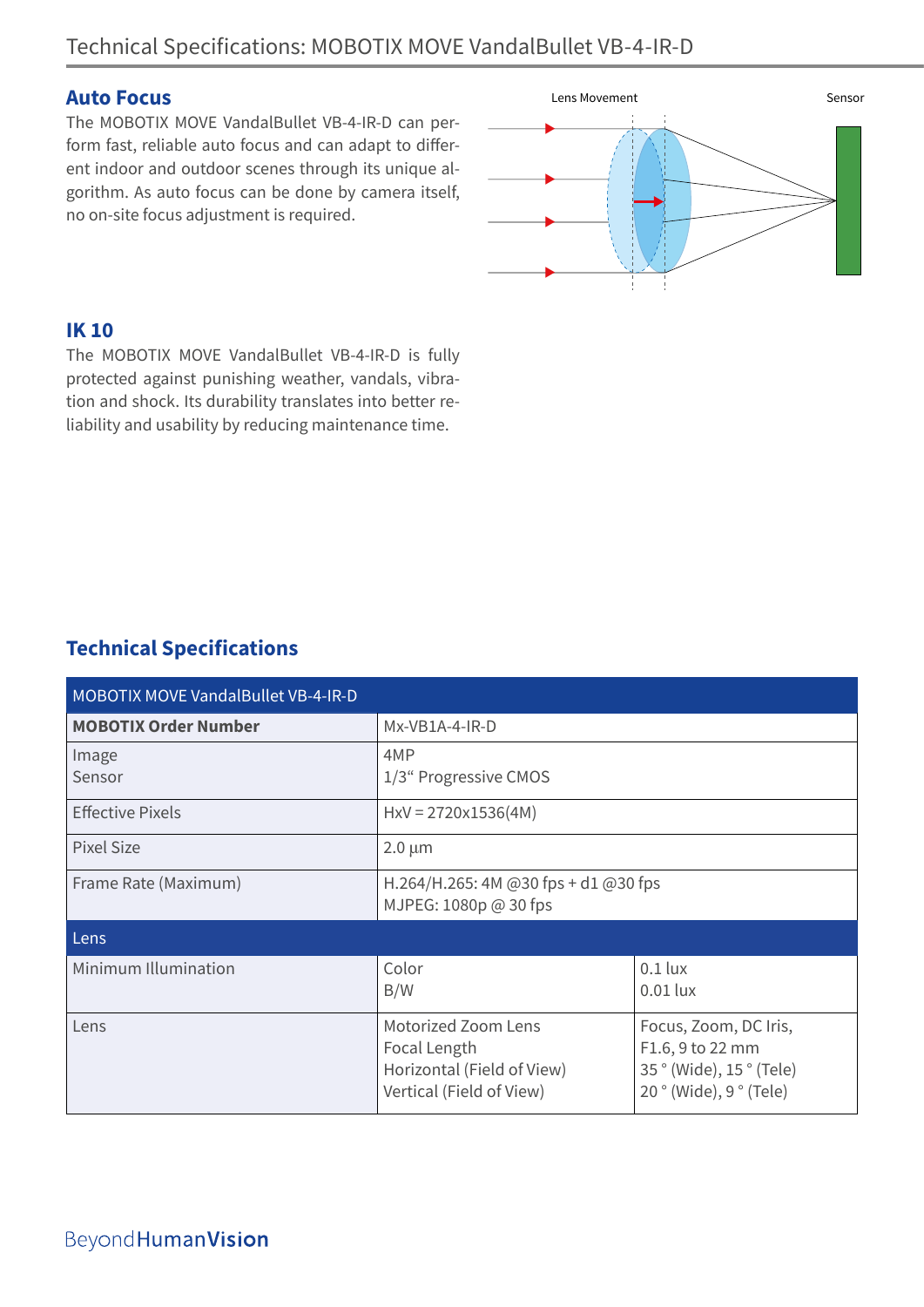## Auto Focus

The MOBOTIX MOVE VandalBullet VB-4-IR-D can perform fast, reliable auto focus and can adapt to different indoor and outdoor scenes through its unique algorithm. As auto focus can be done by camera itself, no on-site focus adjustment is required.

## IK 10

The MOBOTIX MOVE VandalBullet VB-4-IR-D is fully protected against punishing weather, vandals, vibration and shock. Its durability translates into better reliability and usability by reducing maintenance time.

## Technical Specifications

| MOBOTIX MOVE VandalBullet VB-4-IR-D | | |
|---|---|---|
| **MOBOTIX Order Number** | Mx-VB1A-4-IR-D | |
| Image<br>Sensor | 4MP<br>1/3“ Progressive CMOS | |
| Effective Pixels | HxV = 2720x1536(4M) | |
| Pixel Size | 2.0 µm | |
| Frame Rate (Maximum) | H.264/H.265: 4M @30 fps + d1 @30 fps<br>MJPEG: 1080p @ 30 fps | |
| **Lens** | | |
| Minimum Illumination | Color<br>B/W | 0.1 lux<br>0.01 lux |
| Lens | Motorized Zoom Lens<br>Focal Length<br>Horizontal (Field of View)<br>Vertical (Field of View) | Focus, Zoom, DC Iris,<br>F1.6, 9 to 22 mm<br>35 ° (Wide), 15 ° (Tele)<br>20 ° (Wide), 9 ° (Tele) |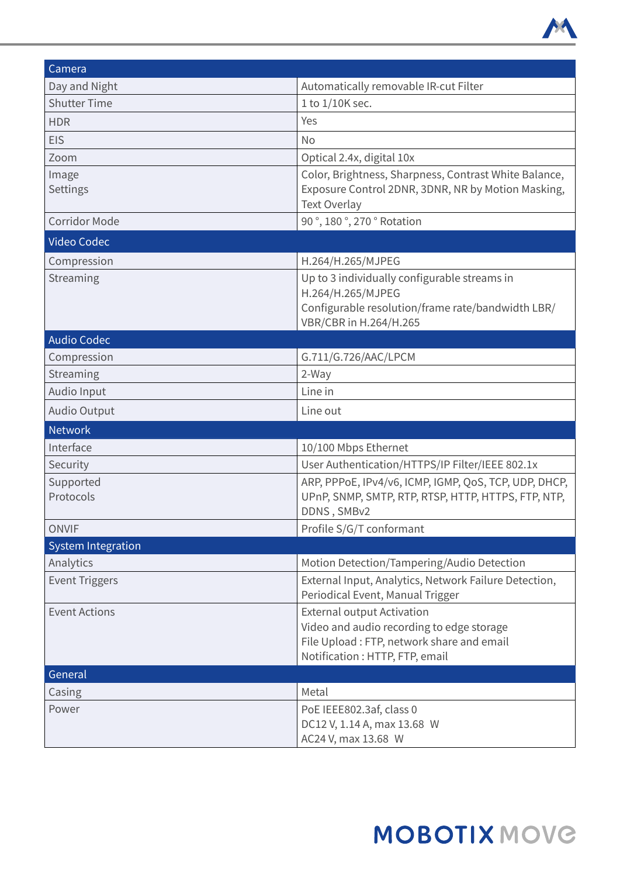| Camera | |
|---|---|
| Day and Night | Automatically removable IR-cut Filter |
| Shutter Time | 1 to 1/10K sec. |
| HDR | Yes |
| EIS | No |
| Zoom | Optical 2.4x, digital 10x |
| Image Settings | Color, Brightness, Sharpness, Contrast White Balance, Exposure Control 2DNR, 3DNR, NR by Motion Masking, Text Overlay |
| Corridor Mode | 90 °, 180 °, 270 ° Rotation |
| **Video Codec** | |
| Compression | H.264/H.265/MJPEG |
| Streaming | Up to 3 individually configurable streams in H.264/H.265/MJPEG<br>Configurable resolution/frame rate/bandwidth LBR/ VBR/CBR in H.264/H.265 |
| **Audio Codec** | |
| Compression | G.711/G.726/AAC/LPCM |
| Streaming | 2-Way |
| Audio Input | Line in |
| Audio Output | Line out |
| **Network** | |
| Interface | 10/100 Mbps Ethernet |
| Security | User Authentication/HTTPS/IP Filter/IEEE 802.1x |
| Supported Protocols | ARP, PPPoE, IPv4/v6, ICMP, IGMP, QoS, TCP, UDP, DHCP, UPnP, SNMP, SMTP, RTP, RTSP, HTTP, HTTPS, FTP, NTP, DDNS , SMBv2 |
| ONVIF | Profile S/G/T conformant |
| **System Integration** | |
| Analytics | Motion Detection/Tampering/Audio Detection |
| Event Triggers | External Input, Analytics, Network Failure Detection, Periodical Event, Manual Trigger |
| Event Actions | External output Activation<br>Video and audio recording to edge storage<br>File Upload : FTP, network share and email<br>Notification : HTTP, FTP, email |
| **General** | |
| Casing | Metal |
| Power | PoE IEEE802.3af, class 0<br>DC12 V, 1.14 A, max 13.68 W<br>AC24 V, max 13.68 W |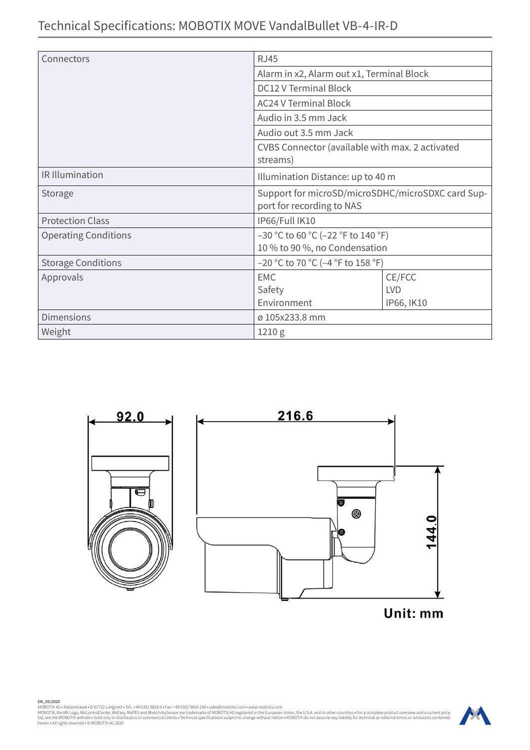# Technical Specifications: MOBOTIX MOVE VandalBullet VB-4-IR-D

| | | |
|---|---|---|
| Connectors | RJ45 | |
| | Alarm in x2, Alarm out x1, Terminal Block | |
| | DC12 V Terminal Block | |
| | AC24 V Terminal Block | |
| | Audio in 3.5 mm Jack | |
| | Audio out 3.5 mm Jack | |
| | CVBS Connector (available with max. 2 activated streams) | |
| IR Illumination | Illumination Distance: up to 40 m | |
| Storage | Support for microSD/microSDHC/microSDXC card Support for recording to NAS | |
| Protection Class | IP66/Full IK10 | |
| Operating Conditions | −30 °C to 60 °C (−22 °F to 140 °F)<br>10 % to 90 %, no Condensation | |
| Storage Conditions | −20 °C to 70 °C (−4 °F to 158 °F) | |
| Approvals | EMC<br>Safety<br>Environment | CE/FCC<br>LVD<br>IP66, IK10 |
| Dimensions | ø 105x233.8 mm | |
| Weight | 1210 g | |

92.0

216.6

144.0

Unit: mm

EN_05/2020
MOBOTIX AG • Kaiserstrasse • D-67722 Langmeil • Tel.: +49 6302 9816-0 • Fax: +49 6302 9816-190 • sales@mobotix.com • www.mobotix.com
MOBOTIX, the MX Logo, MxControlCenter, MxEasy, MxPEG and MxActivitySensor are trademarks of MOBOTIX AG registered in the European Union, the U.S.A. and in other countries • For a complete product overview and a current price list, see the MOBOTIX website • Sold only to distributors or commercial clients • Technical specifications subject to change without notice • MOBOTIX do not assume any liability for technical or editorial errors or omissions contained herein • All rights reserved • © MOBOTIX AG 2020